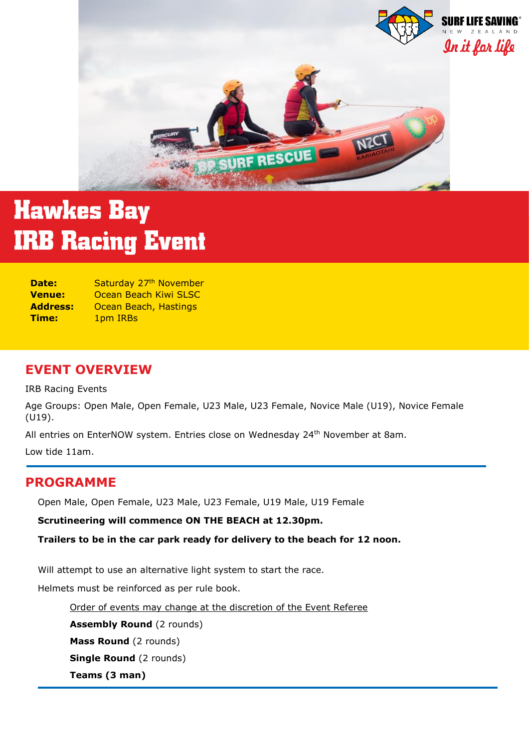# Hawkes Bay IRB Racing Event

**Date:** Saturday 27th November
**Venue:** Ocean Beach Kiwi SLSC
**Address:** Ocean Beach, Hastings
**Time:** 1pm IRBs

## EVENT OVERVIEW

IRB Racing Events

Age Groups: Open Male, Open Female, U23 Male, U23 Female, Novice Male (U19), Novice Female (U19).

All entries on EnterNOW system. Entries close on Wednesday 24th November at 8am.

Low tide 11am.

## PROGRAMME

Open Male, Open Female, U23 Male, U23 Female, U19 Male, U19 Female

**Scrutineering will commence ON THE BEACH at 12.30pm.**

**Trailers to be in the car park ready for delivery to the beach for 12 noon.**

Will attempt to use an alternative light system to start the race.

Helmets must be reinforced as per rule book.

Order of events may change at the discretion of the Event Referee

**Assembly Round** (2 rounds)

**Mass Round** (2 rounds)

**Single Round** (2 rounds)

**Teams (3 man)**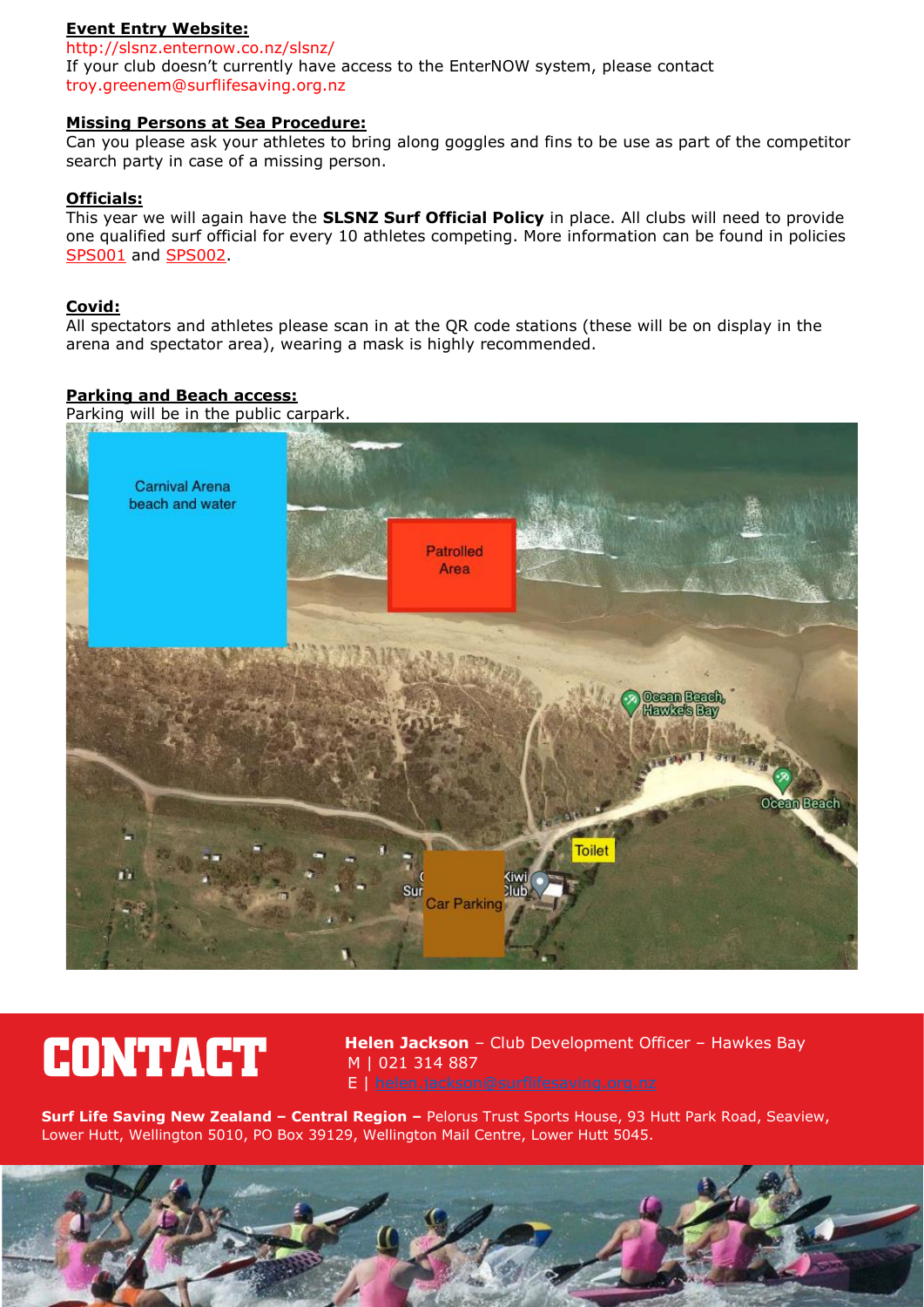**Event Entry Website:**
http://slsnz.enternow.co.nz/slsnz/
If your club doesn't currently have access to the EnterNOW system, please contact troy.greenem@surflifesaving.org.nz

**Missing Persons at Sea Procedure:**
Can you please ask your athletes to bring along goggles and fins to be use as part of the competitor search party in case of a missing person.

**Officials:**
This year we will again have the **SLSNZ Surf Official Policy** in place. All clubs will need to provide one qualified surf official for every 10 athletes competing. More information can be found in policies SPS001 and SPS002.

**Covid:**
All spectators and athletes please scan in at the QR code stations (these will be on display in the arena and spectator area), wearing a mask is highly recommended.

**Parking and Beach access:**
Parking will be in the public carpark.

Carnival Arena beach and water

Patrolled Area

Ocean Beach, Hawke's Bay

Ocean Beach

Toilet

Car Parking

# CONTACT

**Helen Jackson** – Club Development Officer – Hawkes Bay
M | 021 314 887
E | helen.jackson@surflifesaving.org.nz

**Surf Life Saving New Zealand – Central Region –** Pelorus Trust Sports House, 93 Hutt Park Road, Seaview, Lower Hutt, Wellington 5010, PO Box 39129, Wellington Mail Centre, Lower Hutt 5045.